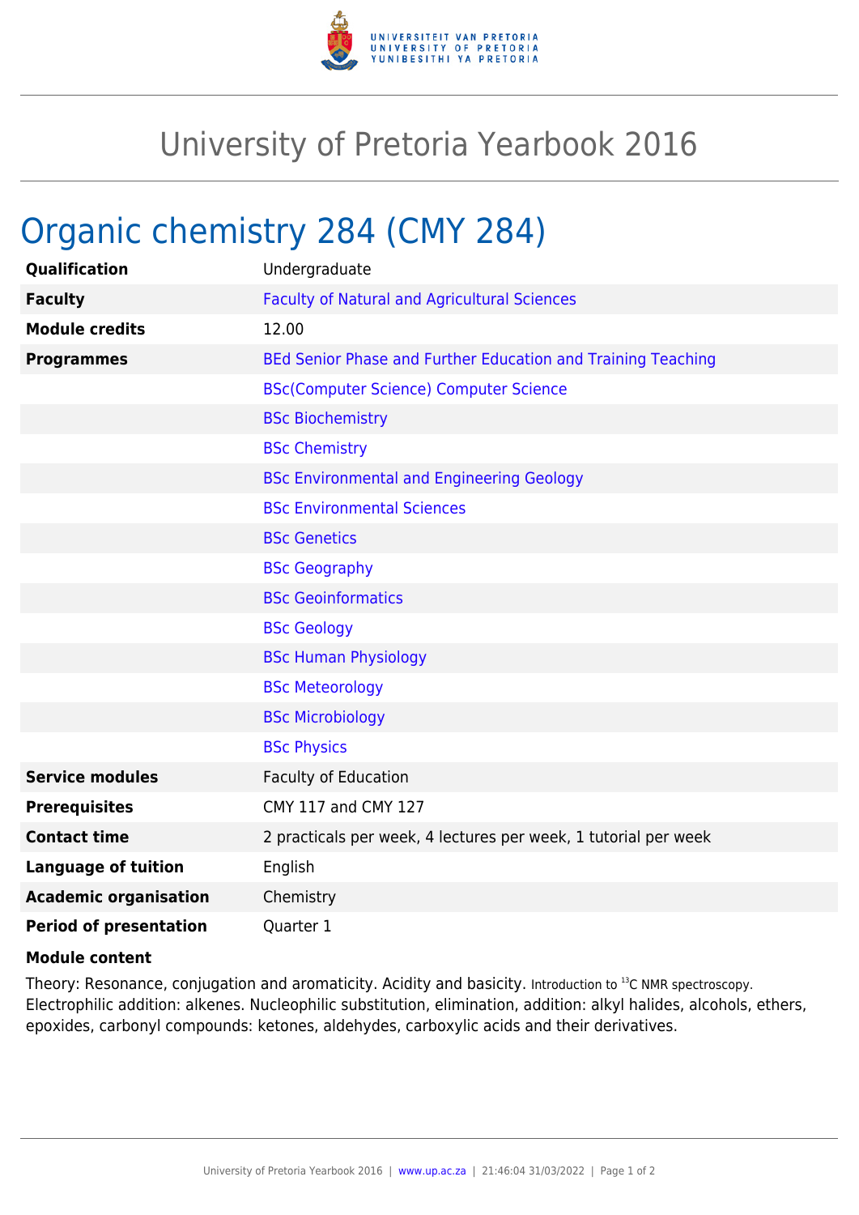# University of Pretoria Yearbook 2016

## Organic chemistry 284 (CMY 284)

| | |
|---|---|
| **Qualification** | Undergraduate |
| **Faculty** | Faculty of Natural and Agricultural Sciences |
| **Module credits** | 12.00 |
| **Programmes** | BEd Senior Phase and Further Education and Training Teaching |
| | BSc(Computer Science) Computer Science |
| | BSc Biochemistry |
| | BSc Chemistry |
| | BSc Environmental and Engineering Geology |
| | BSc Environmental Sciences |
| | BSc Genetics |
| | BSc Geography |
| | BSc Geoinformatics |
| | BSc Geology |
| | BSc Human Physiology |
| | BSc Meteorology |
| | BSc Microbiology |
| | BSc Physics |
| **Service modules** | Faculty of Education |
| **Prerequisites** | CMY 117 and CMY 127 |
| **Contact time** | 2 practicals per week, 4 lectures per week, 1 tutorial per week |
| **Language of tuition** | English |
| **Academic organisation** | Chemistry |
| **Period of presentation** | Quarter 1 |

**Module content**

Theory: Resonance, conjugation and aromaticity. Acidity and basicity. Introduction to $^{13}C$ NMR spectroscopy. Electrophilic addition: alkenes. Nucleophilic substitution, elimination, addition: alkyl halides, alcohols, ethers, epoxides, carbonyl compounds: ketones, aldehydes, carboxylic acids and their derivatives.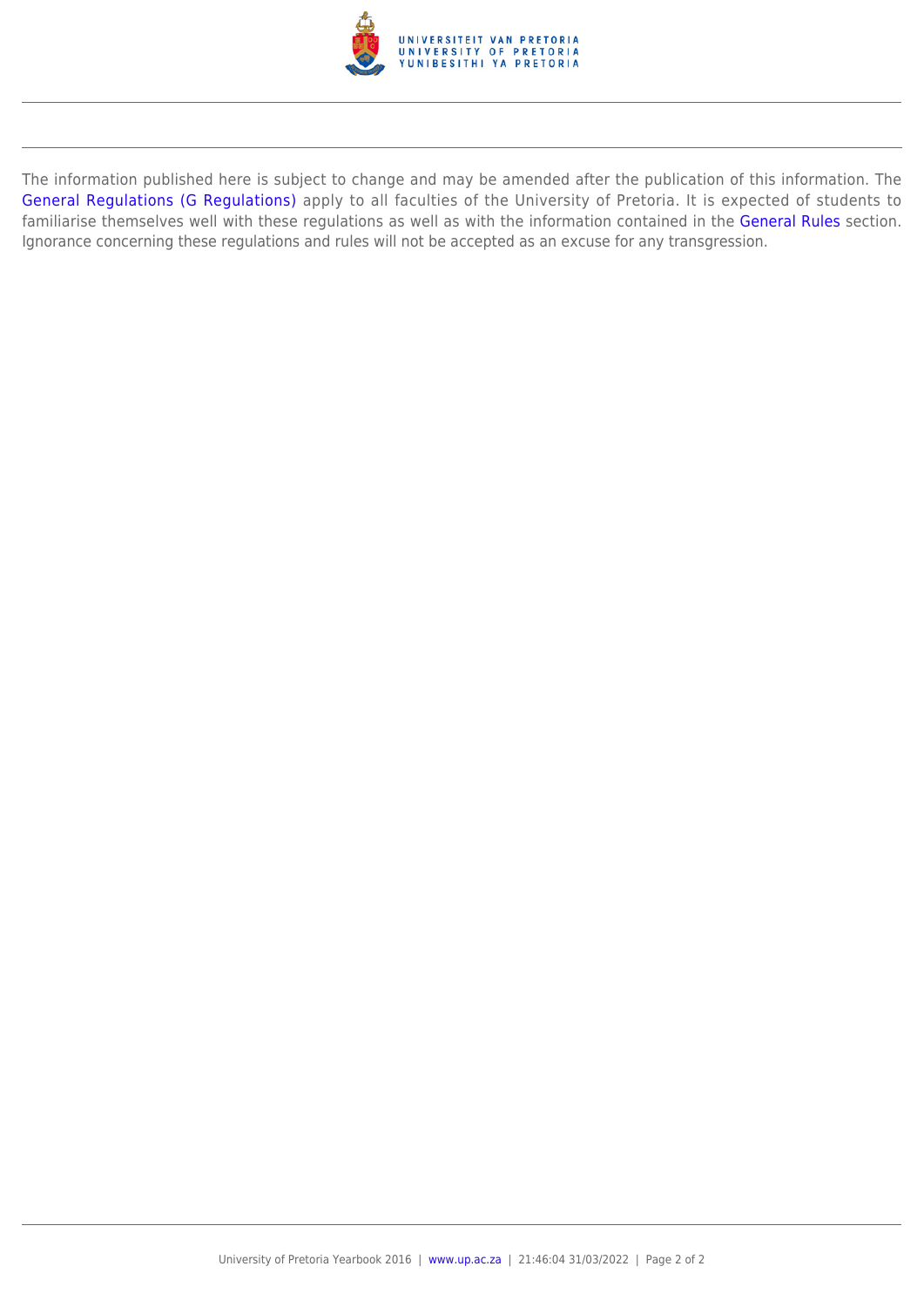The information published here is subject to change and may be amended after the publication of this information. The General Regulations (G Regulations) apply to all faculties of the University of Pretoria. It is expected of students to familiarise themselves well with these regulations as well as with the information contained in the General Rules section. Ignorance concerning these regulations and rules will not be accepted as an excuse for any transgression.